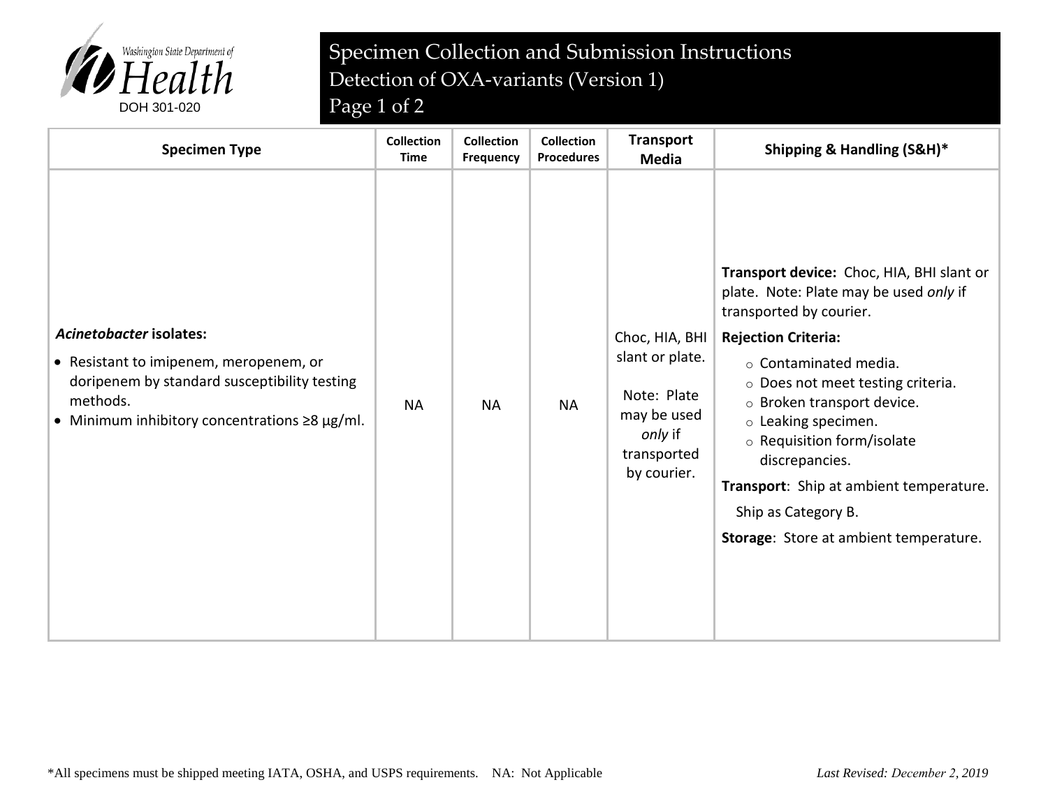Washington State Department of Health

DOH 301-020

# Specimen Collection and Submission Instructions

## Detection of OXA-variants (Version 1)

| Specimen Type | Collection Time | Collection Frequency | Collection Procedures | Transport Media | Shipping & Handling (S&H)* |
|---|---|---|---|---|---|
| ***Acinetobacter* isolates:**<br>• Resistant to imipenem, meropenem, or doripenem by standard susceptibility testing methods.<br>• Minimum inhibitory concentrations ≥8 µg/ml. | NA | NA | NA | Choc, HIA, BHI slant or plate.<br><br>Note: Plate may be used *only* if transported by courier. | **Transport device:** Choc, HIA, BHI slant or plate. Note: Plate may be used *only* if transported by courier.<br>**Rejection Criteria:**<br>○ Contaminated media.<br>○ Does not meet testing criteria.<br>○ Broken transport device.<br>○ Leaking specimen.<br>○ Requisition form/isolate discrepancies.<br>**Transport**: Ship at ambient temperature.<br>Ship as Category B.<br>**Storage**: Store at ambient temperature. |

*All specimens must be shipped meeting IATA, OSHA, and USPS requirements. NA: Not Applicable

*Last Revised: December 2, 2019*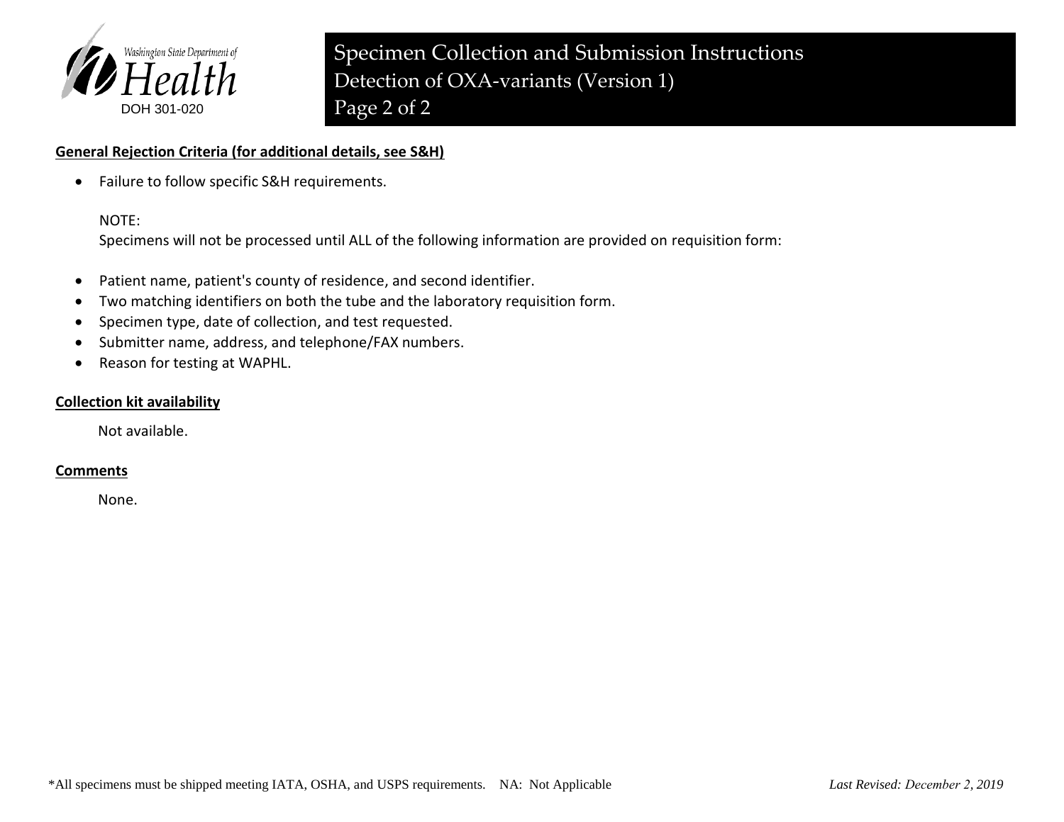**General Rejection Criteria (for additional details, see S&H)**

- Failure to follow specific S&H requirements.

NOTE:
Specimens will not be processed until ALL of the following information are provided on requisition form:

- Patient name, patient's county of residence, and second identifier.
- Two matching identifiers on both the tube and the laboratory requisition form.
- Specimen type, date of collection, and test requested.
- Submitter name, address, and telephone/FAX numbers.
- Reason for testing at WAPHL.

**Collection kit availability**

Not available.

**Comments**

None.

*All specimens must be shipped meeting IATA, OSHA, and USPS requirements. NA: Not Applicable

*Last Revised: December 2, 2019*